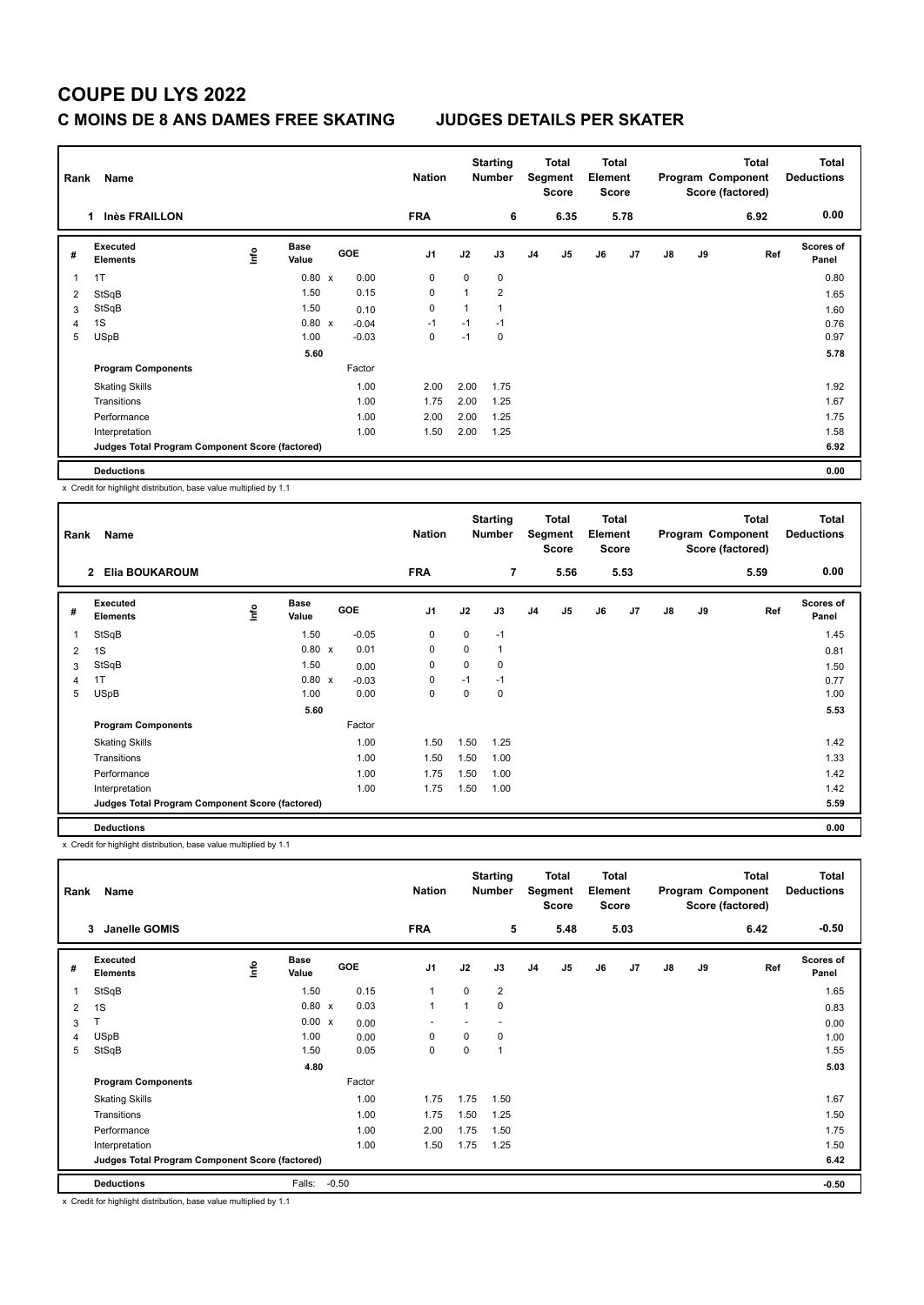# COUPE DU LYS 2022

## C MOINS DE 8 ANS DAMES FREE SKATING    JUDGES DETAILS PER SKATER

| Rank | Name | Nation | Starting Number | Total Segment Score | Total Element Score | Total Program Component Score (factored) | Total Deductions |
|---|---|---|---|---|---|---|---|
| 1 | Inès FRAILLON | FRA | 6 | 6.35 | 5.78 | 6.92 | 0.00 |

| # | Executed Elements | Info | Base Value | | GOE | J1 | J2 | J3 | J4 | J5 | J6 | J7 | J8 | J9 | Ref | Scores of Panel |
|---|---|---|---|---|---|---|---|---|---|---|---|---|---|---|---|---|
| 1 | 1T | | 0.80 | x | 0.00 | 0 | 0 | 0 | | | | | | | | 0.80 |
| 2 | StSqB | | 1.50 | | 0.15 | 0 | 1 | 2 | | | | | | | | 1.65 |
| 3 | StSqB | | 1.50 | | 0.10 | 0 | 1 | 1 | | | | | | | | 1.60 |
| 4 | 1S | | 0.80 | x | -0.04 | -1 | -1 | -1 | | | | | | | | 0.76 |
| 5 | USpB | | 1.00 | | -0.03 | 0 | -1 | 0 | | | | | | | | 0.97 |
| | | | 5.60 | | | | | | | | | | | | | 5.78 |
| | **Program Components** | | | | Factor | | | | | | | | | | | |
| | Skating Skills | | | | 1.00 | 2.00 | 2.00 | 1.75 | | | | | | | | 1.92 |
| | Transitions | | | | 1.00 | 1.75 | 2.00 | 1.25 | | | | | | | | 1.67 |
| | Performance | | | | 1.00 | 2.00 | 2.00 | 1.25 | | | | | | | | 1.75 |
| | Interpretation | | | | 1.00 | 1.50 | 2.00 | 1.25 | | | | | | | | 1.58 |
| | **Judges Total Program Component Score (factored)** | | | | | | | | | | | | | | | 6.92 |
| | **Deductions** | | | | | | | | | | | | | | | 0.00 |

x Credit for highlight distribution, base value multiplied by 1.1

| Rank | Name | Nation | Starting Number | Total Segment Score | Total Element Score | Total Program Component Score (factored) | Total Deductions |
|---|---|---|---|---|---|---|---|
| 2 | Elia BOUKAROUM | FRA | 7 | 5.56 | 5.53 | 5.59 | 0.00 |

| # | Executed Elements | Info | Base Value | | GOE | J1 | J2 | J3 | J4 | J5 | J6 | J7 | J8 | J9 | Ref | Scores of Panel |
|---|---|---|---|---|---|---|---|---|---|---|---|---|---|---|---|---|
| 1 | StSqB | | 1.50 | | -0.05 | 0 | 0 | -1 | | | | | | | | 1.45 |
| 2 | 1S | | 0.80 | x | 0.01 | 0 | 0 | 1 | | | | | | | | 0.81 |
| 3 | StSqB | | 1.50 | | 0.00 | 0 | 0 | 0 | | | | | | | | 1.50 |
| 4 | 1T | | 0.80 | x | -0.03 | 0 | -1 | -1 | | | | | | | | 0.77 |
| 5 | USpB | | 1.00 | | 0.00 | 0 | 0 | 0 | | | | | | | | 1.00 |
| | | | 5.60 | | | | | | | | | | | | | 5.53 |
| | **Program Components** | | | | Factor | | | | | | | | | | | |
| | Skating Skills | | | | 1.00 | 1.50 | 1.50 | 1.25 | | | | | | | | 1.42 |
| | Transitions | | | | 1.00 | 1.50 | 1.50 | 1.00 | | | | | | | | 1.33 |
| | Performance | | | | 1.00 | 1.75 | 1.50 | 1.00 | | | | | | | | 1.42 |
| | Interpretation | | | | 1.00 | 1.75 | 1.50 | 1.00 | | | | | | | | 1.42 |
| | **Judges Total Program Component Score (factored)** | | | | | | | | | | | | | | | 5.59 |
| | **Deductions** | | | | | | | | | | | | | | | 0.00 |

x Credit for highlight distribution, base value multiplied by 1.1

| Rank | Name | Nation | Starting Number | Total Segment Score | Total Element Score | Total Program Component Score (factored) | Total Deductions |
|---|---|---|---|---|---|---|---|
| 3 | Janelle GOMIS | FRA | 5 | 5.48 | 5.03 | 6.42 | -0.50 |

| # | Executed Elements | Info | Base Value | | GOE | J1 | J2 | J3 | J4 | J5 | J6 | J7 | J8 | J9 | Ref | Scores of Panel |
|---|---|---|---|---|---|---|---|---|---|---|---|---|---|---|---|---|
| 1 | StSqB | | 1.50 | | 0.15 | 1 | 0 | 2 | | | | | | | | 1.65 |
| 2 | 1S | | 0.80 | x | 0.03 | 1 | 1 | 0 | | | | | | | | 0.83 |
| 3 | T | | 0.00 | x | 0.00 | - | - | - | | | | | | | | 0.00 |
| 4 | USpB | | 1.00 | | 0.00 | 0 | 0 | 0 | | | | | | | | 1.00 |
| 5 | StSqB | | 1.50 | | 0.05 | 0 | 0 | 1 | | | | | | | | 1.55 |
| | | | 4.80 | | | | | | | | | | | | | 5.03 |
| | **Program Components** | | | | Factor | | | | | | | | | | | |
| | Skating Skills | | | | 1.00 | 1.75 | 1.75 | 1.50 | | | | | | | | 1.67 |
| | Transitions | | | | 1.00 | 1.75 | 1.50 | 1.25 | | | | | | | | 1.50 |
| | Performance | | | | 1.00 | 2.00 | 1.75 | 1.50 | | | | | | | | 1.75 |
| | Interpretation | | | | 1.00 | 1.50 | 1.75 | 1.25 | | | | | | | | 1.50 |
| | **Judges Total Program Component Score (factored)** | | | | | | | | | | | | | | | 6.42 |
| | **Deductions** | | Falls: | | -0.50 | | | | | | | | | | | -0.50 |

x Credit for highlight distribution, base value multiplied by 1.1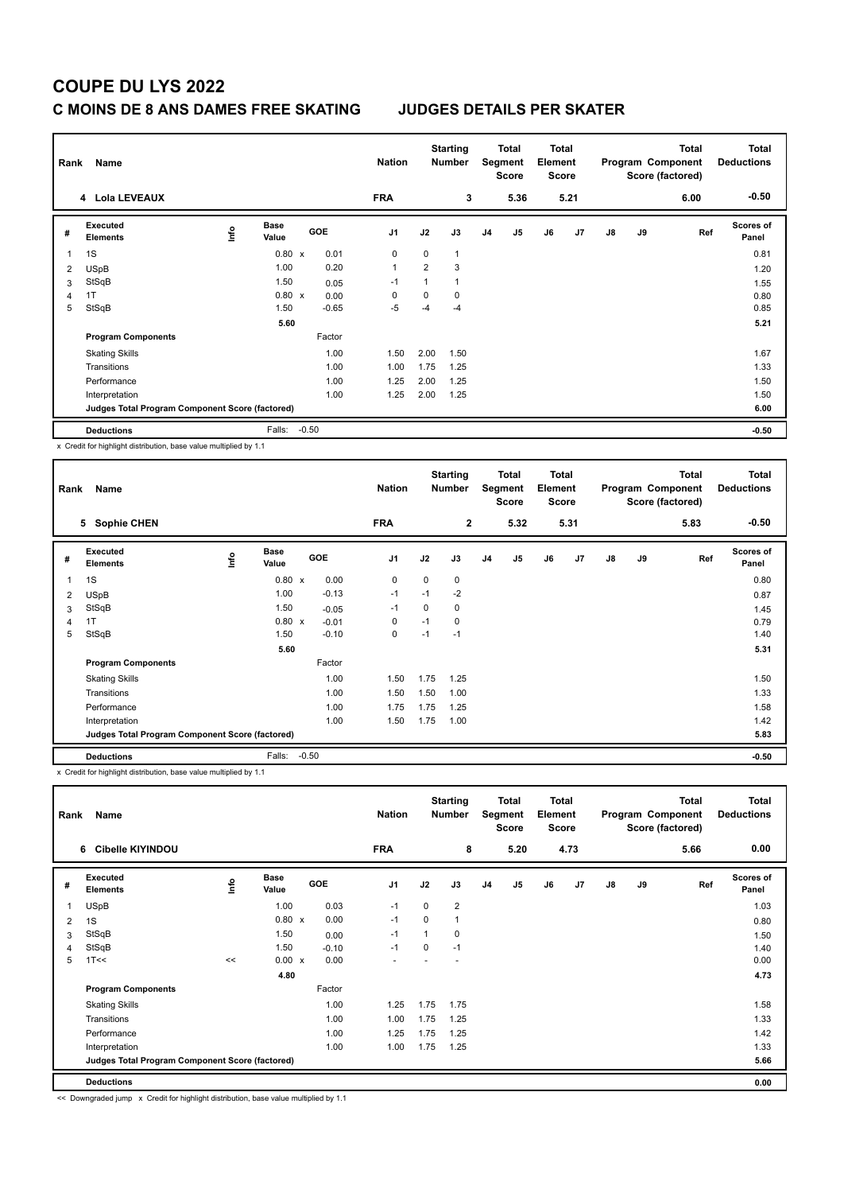# COUPE DU LYS 2022

## C MOINS DE 8 ANS DAMES FREE SKATING JUDGES DETAILS PER SKATER

| Rank | Name | Nation | Starting Number | Total Segment Score | Total Element Score | Total Program Component Score (factored) | Total Deductions |
|---|---|---|---|---|---|---|---|
| 4 | Lola LEVEAUX | FRA | 3 | 5.36 | 5.21 | 6.00 | -0.50 |

| # | Executed Elements | Info | Base Value | | GOE | J1 | J2 | J3 | J4 | J5 | J6 | J7 | J8 | J9 | Ref | Scores of Panel |
|---|---|---|---|---|---|---|---|---|---|---|---|---|---|---|---|---|
| 1 | 1S | | 0.80 | x | 0.01 | 0 | 0 | 1 | | | | | | | | 0.81 |
| 2 | USpB | | 1.00 | | 0.20 | 1 | 2 | 3 | | | | | | | | 1.20 |
| 3 | StSqB | | 1.50 | | 0.05 | -1 | 1 | 1 | | | | | | | | 1.55 |
| 4 | 1T | | 0.80 | x | 0.00 | 0 | 0 | 0 | | | | | | | | 0.80 |
| 5 | StSqB | | 1.50 | | -0.65 | -5 | -4 | -4 | | | | | | | | 0.85 |
| | | | 5.60 | | | | | | | | | | | | | 5.21 |
| | **Program Components** | | | | Factor | | | | | | | | | | | |
| | Skating Skills | | | | 1.00 | 1.50 | 2.00 | 1.50 | | | | | | | | 1.67 |
| | Transitions | | | | 1.00 | 1.00 | 1.75 | 1.25 | | | | | | | | 1.33 |
| | Performance | | | | 1.00 | 1.25 | 2.00 | 1.25 | | | | | | | | 1.50 |
| | Interpretation | | | | 1.00 | 1.25 | 2.00 | 1.25 | | | | | | | | 1.50 |
| | **Judges Total Program Component Score (factored)** | | | | | | | | | | | | | | | 6.00 |
| | **Deductions** | | Falls: | | -0.50 | | | | | | | | | | | -0.50 |

x Credit for highlight distribution, base value multiplied by 1.1

| Rank | Name | Nation | Starting Number | Total Segment Score | Total Element Score | Total Program Component Score (factored) | Total Deductions |
|---|---|---|---|---|---|---|---|
| 5 | Sophie CHEN | FRA | 2 | 5.32 | 5.31 | 5.83 | -0.50 |

| # | Executed Elements | Info | Base Value | | GOE | J1 | J2 | J3 | J4 | J5 | J6 | J7 | J8 | J9 | Ref | Scores of Panel |
|---|---|---|---|---|---|---|---|---|---|---|---|---|---|---|---|---|
| 1 | 1S | | 0.80 | x | 0.00 | 0 | 0 | 0 | | | | | | | | 0.80 |
| 2 | USpB | | 1.00 | | -0.13 | -1 | -1 | -2 | | | | | | | | 0.87 |
| 3 | StSqB | | 1.50 | | -0.05 | -1 | 0 | 0 | | | | | | | | 1.45 |
| 4 | 1T | | 0.80 | x | -0.01 | 0 | -1 | 0 | | | | | | | | 0.79 |
| 5 | StSqB | | 1.50 | | -0.10 | 0 | -1 | -1 | | | | | | | | 1.40 |
| | | | 5.60 | | | | | | | | | | | | | 5.31 |
| | **Program Components** | | | | Factor | | | | | | | | | | | |
| | Skating Skills | | | | 1.00 | 1.50 | 1.75 | 1.25 | | | | | | | | 1.50 |
| | Transitions | | | | 1.00 | 1.50 | 1.50 | 1.00 | | | | | | | | 1.33 |
| | Performance | | | | 1.00 | 1.75 | 1.75 | 1.25 | | | | | | | | 1.58 |
| | Interpretation | | | | 1.00 | 1.50 | 1.75 | 1.00 | | | | | | | | 1.42 |
| | **Judges Total Program Component Score (factored)** | | | | | | | | | | | | | | | 5.83 |
| | **Deductions** | | Falls: | | -0.50 | | | | | | | | | | | -0.50 |

x Credit for highlight distribution, base value multiplied by 1.1

| Rank | Name | Nation | Starting Number | Total Segment Score | Total Element Score | Total Program Component Score (factored) | Total Deductions |
|---|---|---|---|---|---|---|---|
| 6 | Cibelle KIYINDOU | FRA | 8 | 5.20 | 4.73 | 5.66 | 0.00 |

| # | Executed Elements | Info | Base Value | | GOE | J1 | J2 | J3 | J4 | J5 | J6 | J7 | J8 | J9 | Ref | Scores of Panel |
|---|---|---|---|---|---|---|---|---|---|---|---|---|---|---|---|---|
| 1 | USpB | | 1.00 | | 0.03 | -1 | 0 | 2 | | | | | | | | 1.03 |
| 2 | 1S | | 0.80 | x | 0.00 | -1 | 0 | 1 | | | | | | | | 0.80 |
| 3 | StSqB | | 1.50 | | 0.00 | -1 | 1 | 0 | | | | | | | | 1.50 |
| 4 | StSqB | | 1.50 | | -0.10 | -1 | 0 | -1 | | | | | | | | 1.40 |
| 5 | 1T<< | << | 0.00 | x | 0.00 | - | - | - | | | | | | | | 0.00 |
| | | | 4.80 | | | | | | | | | | | | | 4.73 |
| | **Program Components** | | | | Factor | | | | | | | | | | | |
| | Skating Skills | | | | 1.00 | 1.25 | 1.75 | 1.75 | | | | | | | | 1.58 |
| | Transitions | | | | 1.00 | 1.00 | 1.75 | 1.25 | | | | | | | | 1.33 |
| | Performance | | | | 1.00 | 1.25 | 1.75 | 1.25 | | | | | | | | 1.42 |
| | Interpretation | | | | 1.00 | 1.00 | 1.75 | 1.25 | | | | | | | | 1.33 |
| | **Judges Total Program Component Score (factored)** | | | | | | | | | | | | | | | 5.66 |
| | **Deductions** | | | | | | | | | | | | | | | 0.00 |

<< Downgraded jump x Credit for highlight distribution, base value multiplied by 1.1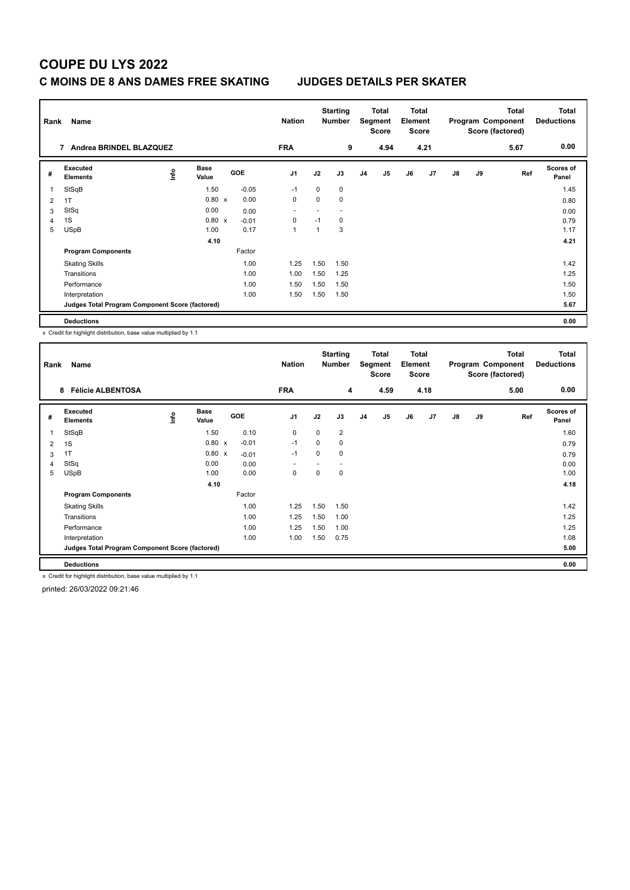# COUPE DU LYS 2022

## C MOINS DE 8 ANS DAMES FREE SKATING JUDGES DETAILS PER SKATER

| Rank | Name | Nation | Starting Number | Total Segment Score | Total Element Score | Total Program Component Score (factored) | Total Deductions |
|---|---|---|---|---|---|---|---|
| 7 | Andrea BRINDEL BLAZQUEZ | FRA | 9 | 4.94 | 4.21 | 5.67 | 0.00 |

| # | Executed Elements | Info | Base Value | | GOE | J1 | J2 | J3 | J4 | J5 | J6 | J7 | J8 | J9 | Ref | Scores of Panel |
|---|---|---|---|---|---|---|---|---|---|---|---|---|---|---|---|---|
| 1 | StSqB | | 1.50 | | -0.05 | -1 | 0 | 0 | | | | | | | | 1.45 |
| 2 | 1T | | 0.80 | x | 0.00 | 0 | 0 | 0 | | | | | | | | 0.80 |
| 3 | StSq | | 0.00 | | 0.00 | - | - | - | | | | | | | | 0.00 |
| 4 | 1S | | 0.80 | x | -0.01 | 0 | -1 | 0 | | | | | | | | 0.79 |
| 5 | USpB | | 1.00 | | 0.17 | 1 | 1 | 3 | | | | | | | | 1.17 |
| | | | 4.10 | | | | | | | | | | | | | 4.21 |
| | **Program Components** | | | | Factor | | | | | | | | | | | |
| | Skating Skills | | | | 1.00 | 1.25 | 1.50 | 1.50 | | | | | | | | 1.42 |
| | Transitions | | | | 1.00 | 1.00 | 1.50 | 1.25 | | | | | | | | 1.25 |
| | Performance | | | | 1.00 | 1.50 | 1.50 | 1.50 | | | | | | | | 1.50 |
| | Interpretation | | | | 1.00 | 1.50 | 1.50 | 1.50 | | | | | | | | 1.50 |
| | **Judges Total Program Component Score (factored)** | | | | | | | | | | | | | | | 5.67 |
| | **Deductions** | | | | | | | | | | | | | | | 0.00 |

x Credit for highlight distribution, base value multiplied by 1.1

| Rank | Name | Nation | Starting Number | Total Segment Score | Total Element Score | Total Program Component Score (factored) | Total Deductions |
|---|---|---|---|---|---|---|---|
| 8 | Félicie ALBENTOSA | FRA | 4 | 4.59 | 4.18 | 5.00 | 0.00 |

| # | Executed Elements | Info | Base Value | | GOE | J1 | J2 | J3 | J4 | J5 | J6 | J7 | J8 | J9 | Ref | Scores of Panel |
|---|---|---|---|---|---|---|---|---|---|---|---|---|---|---|---|---|
| 1 | StSqB | | 1.50 | | 0.10 | 0 | 0 | 2 | | | | | | | | 1.60 |
| 2 | 1S | | 0.80 | x | -0.01 | -1 | 0 | 0 | | | | | | | | 0.79 |
| 3 | 1T | | 0.80 | x | -0.01 | -1 | 0 | 0 | | | | | | | | 0.79 |
| 4 | StSq | | 0.00 | | 0.00 | - | - | - | | | | | | | | 0.00 |
| 5 | USpB | | 1.00 | | 0.00 | 0 | 0 | 0 | | | | | | | | 1.00 |
| | | | 4.10 | | | | | | | | | | | | | 4.18 |
| | **Program Components** | | | | Factor | | | | | | | | | | | |
| | Skating Skills | | | | 1.00 | 1.25 | 1.50 | 1.50 | | | | | | | | 1.42 |
| | Transitions | | | | 1.00 | 1.25 | 1.50 | 1.00 | | | | | | | | 1.25 |
| | Performance | | | | 1.00 | 1.25 | 1.50 | 1.00 | | | | | | | | 1.25 |
| | Interpretation | | | | 1.00 | 1.00 | 1.50 | 0.75 | | | | | | | | 1.08 |
| | **Judges Total Program Component Score (factored)** | | | | | | | | | | | | | | | 5.00 |
| | **Deductions** | | | | | | | | | | | | | | | 0.00 |

x Credit for highlight distribution, base value multiplied by 1.1

printed: 26/03/2022 09:21:46